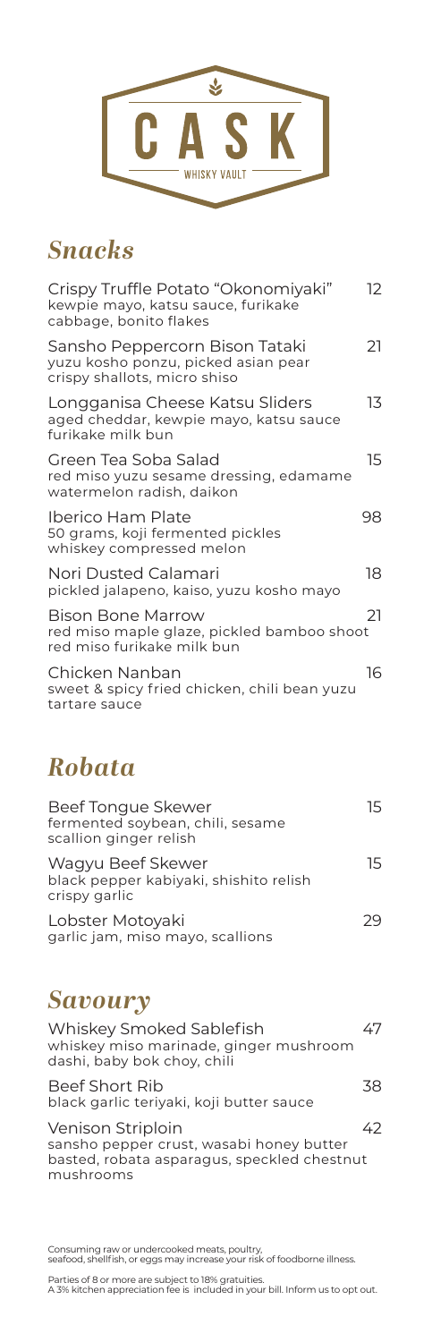# CASK

WHISKY VAULT

## *Snacks*

**Crispy Truffle Potato "Okonomiyaki"** 12
kewpie mayo, katsu sauce, furikake cabbage, bonito flakes

**Sansho Peppercorn Bison Tataki** 21
yuzu kosho ponzu, picked asian pear crispy shallots, micro shiso

**Longganisa Cheese Katsu Sliders** 13
aged cheddar, kewpie mayo, katsu sauce furikake milk bun

**Green Tea Soba Salad** 15
red miso yuzu sesame dressing, edamame watermelon radish, daikon

**Iberico Ham Plate** 98
50 grams, koji fermented pickles whiskey compressed melon

**Nori Dusted Calamari** 18
pickled jalapeno, kaiso, yuzu kosho mayo

**Bison Bone Marrow** 21
red miso maple glaze, pickled bamboo shoot red miso furikake milk bun

**Chicken Nanban** 16
sweet & spicy fried chicken, chili bean yuzu tartare sauce

## *Robata*

**Beef Tongue Skewer** 15
fermented soybean, chili, sesame scallion ginger relish

**Wagyu Beef Skewer** 15
black pepper kabiyaki, shishito relish crispy garlic

**Lobster Motoyaki** 29
garlic jam, miso mayo, scallions

## *Savoury*

**Whiskey Smoked Sablefish** 47
whiskey miso marinade, ginger mushroom dashi, baby bok choy, chili

**Beef Short Rib** 38
black garlic teriyaki, koji butter sauce

**Venison Striploin** 42
sansho pepper crust, wasabi honey butter basted, robata asparagus, speckled chestnut mushrooms

Consuming raw or undercooked meats, poultry, seafood, shellfish, or eggs may increase your risk of foodborne illness.

Parties of 8 or more are subject to 18% gratuities.
A 3% kitchen appreciation fee is included in your bill. Inform us to opt out.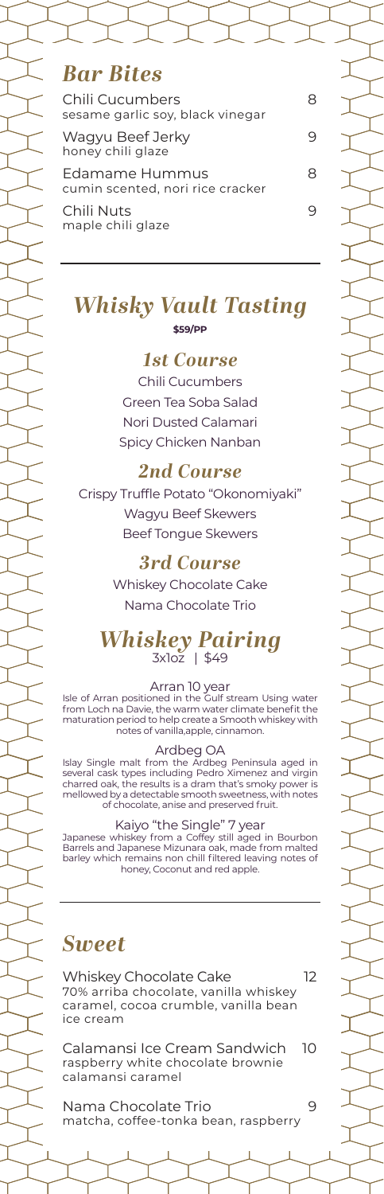## Bar Bites

Chili Cucumbers 8
sesame garlic soy, black vinegar

Wagyu Beef Jerky 9
honey chili glaze

Edamame Hummus 8
cumin scented, nori rice cracker

Chili Nuts 9
maple chili glaze

## Whisky Vault Tasting

**$59/PP**

### 1st Course

Chili Cucumbers
Green Tea Soba Salad
Nori Dusted Calamari
Spicy Chicken Nanban

### 2nd Course

Crispy Truffle Potato "Okonomiyaki"
Wagyu Beef Skewers
Beef Tongue Skewers

### 3rd Course

Whiskey Chocolate Cake
Nama Chocolate Trio

## Whiskey Pairing

3x1oz | $49

Arran 10 year
Isle of Arran positioned in the Gulf stream Using water from Loch na Davie, the warm water climate benefit the maturation period to help create a Smooth whiskey with notes of vanilla,apple, cinnamon.

Ardbeg OA
Islay Single malt from the Ardbeg Peninsula aged in several cask types including Pedro Ximenez and virgin charred oak, the results is a dram that's smoky power is mellowed by a detectable smooth sweetness, with notes of chocolate, anise and preserved fruit.

Kaiyo "the Single" 7 year
Japanese whiskey from a Coffey still aged in Bourbon Barrels and Japanese Mizunara oak, made from malted barley which remains non chill filtered leaving notes of honey, Coconut and red apple.

## Sweet

Whiskey Chocolate Cake 12
70% arriba chocolate, vanilla whiskey caramel, cocoa crumble, vanilla bean ice cream

Calamansi Ice Cream Sandwich 10
raspberry white chocolate brownie calamansi caramel

Nama Chocolate Trio 9
matcha, coffee-tonka bean, raspberry